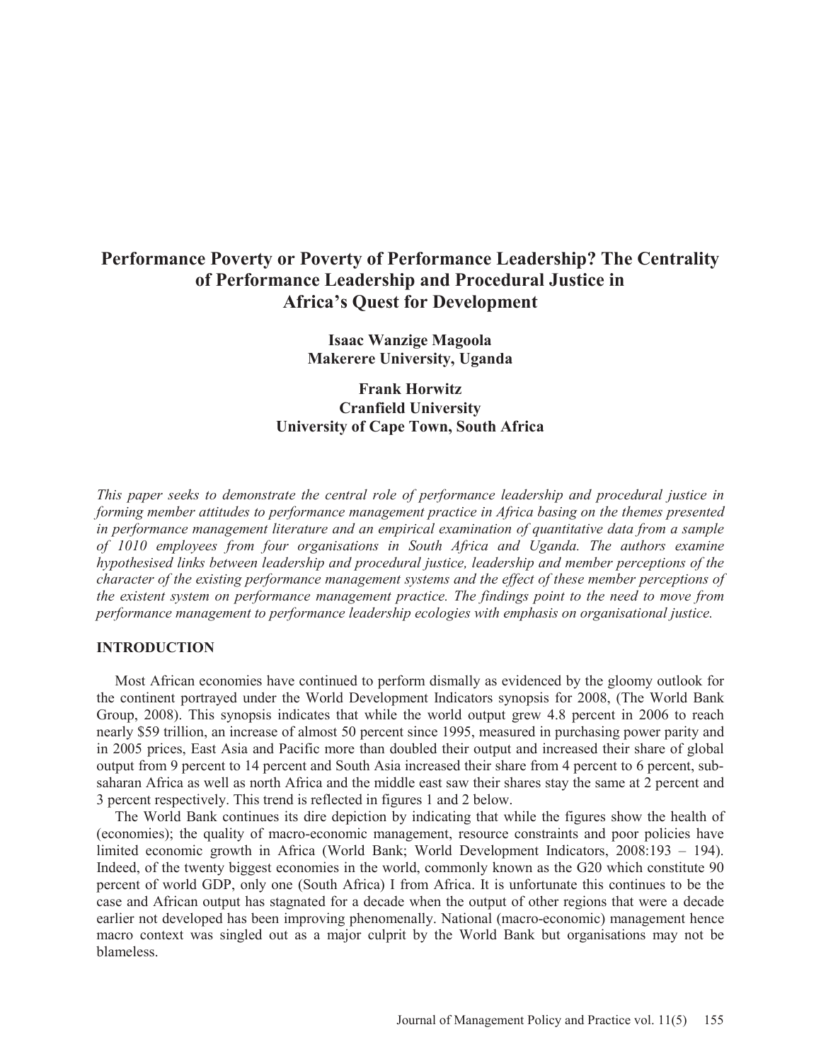# Performance Poverty or Poverty of Performance Leadership? The Centrality of Performance Leadership and Procedural Justice in Africa's Quest for Development

**Isaac Wanzige Magoola**
**Makerere University, Uganda**

**Frank Horwitz**
**Cranfield University**
**University of Cape Town, South Africa**

*This paper seeks to demonstrate the central role of performance leadership and procedural justice in forming member attitudes to performance management practice in Africa basing on the themes presented in performance management literature and an empirical examination of quantitative data from a sample of 1010 employees from four organisations in South Africa and Uganda. The authors examine hypothesised links between leadership and procedural justice, leadership and member perceptions of the character of the existing performance management systems and the effect of these member perceptions of the existent system on performance management practice. The findings point to the need to move from performance management to performance leadership ecologies with emphasis on organisational justice.*

## INTRODUCTION

Most African economies have continued to perform dismally as evidenced by the gloomy outlook for the continent portrayed under the World Development Indicators synopsis for 2008, (The World Bank Group, 2008). This synopsis indicates that while the world output grew 4.8 percent in 2006 to reach nearly $59 trillion, an increase of almost 50 percent since 1995, measured in purchasing power parity and in 2005 prices, East Asia and Pacific more than doubled their output and increased their share of global output from 9 percent to 14 percent and South Asia increased their share from 4 percent to 6 percent, sub-saharan Africa as well as north Africa and the middle east saw their shares stay the same at 2 percent and 3 percent respectively. This trend is reflected in figures 1 and 2 below.

The World Bank continues its dire depiction by indicating that while the figures show the health of (economies); the quality of macro-economic management, resource constraints and poor policies have limited economic growth in Africa (World Bank; World Development Indicators, 2008:193 – 194). Indeed, of the twenty biggest economies in the world, commonly known as the G20 which constitute 90 percent of world GDP, only one (South Africa) I from Africa. It is unfortunate this continues to be the case and African output has stagnated for a decade when the output of other regions that were a decade earlier not developed has been improving phenomenally. National (macro-economic) management hence macro context was singled out as a major culprit by the World Bank but organisations may not be blameless.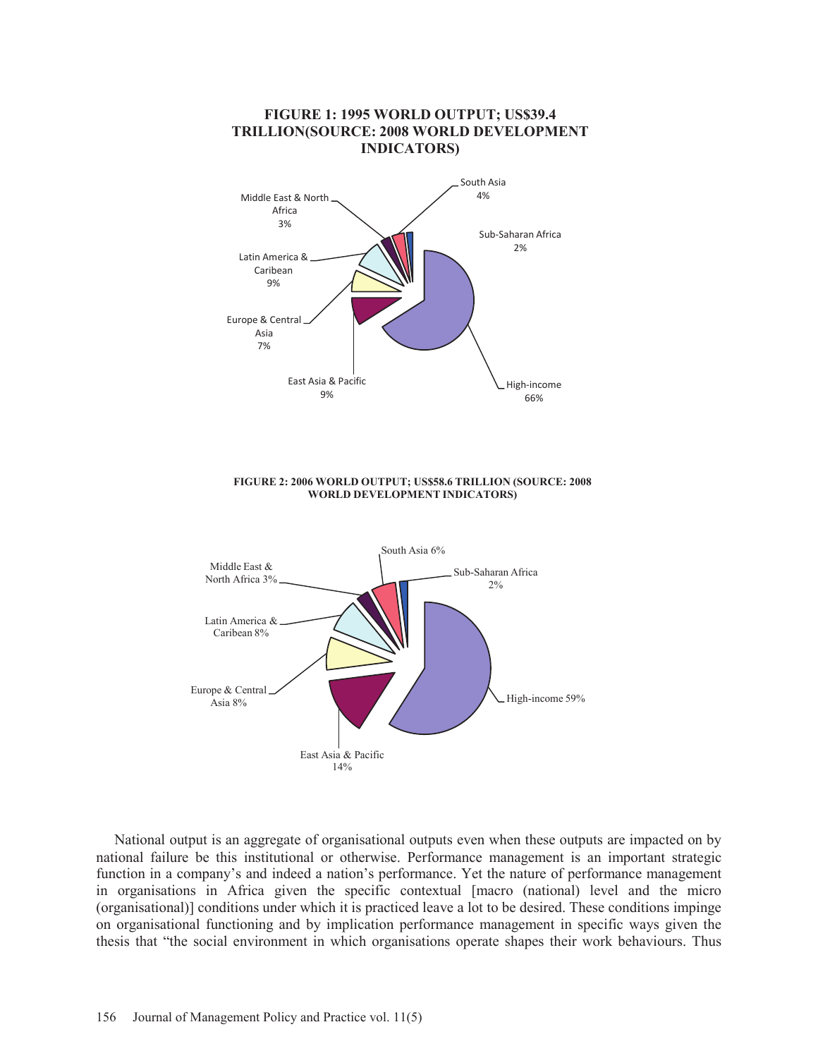**FIGURE 1: 1995 WORLD OUTPUT; US$39.4 TRILLION(SOURCE: 2008 WORLD DEVELOPMENT INDICATORS)**

**FIGURE 2: 2006 WORLD OUTPUT; US$58.6 TRILLION (SOURCE: 2008 WORLD DEVELOPMENT INDICATORS)**

National output is an aggregate of organisational outputs even when these outputs are impacted on by national failure be this institutional or otherwise. Performance management is an important strategic function in a company's and indeed a nation's performance. Yet the nature of performance management in organisations in Africa given the specific contextual [macro (national) level and the micro (organisational)] conditions under which it is practiced leave a lot to be desired. These conditions impinge on organisational functioning and by implication performance management in specific ways given the thesis that "the social environment in which organisations operate shapes their work behaviours. Thus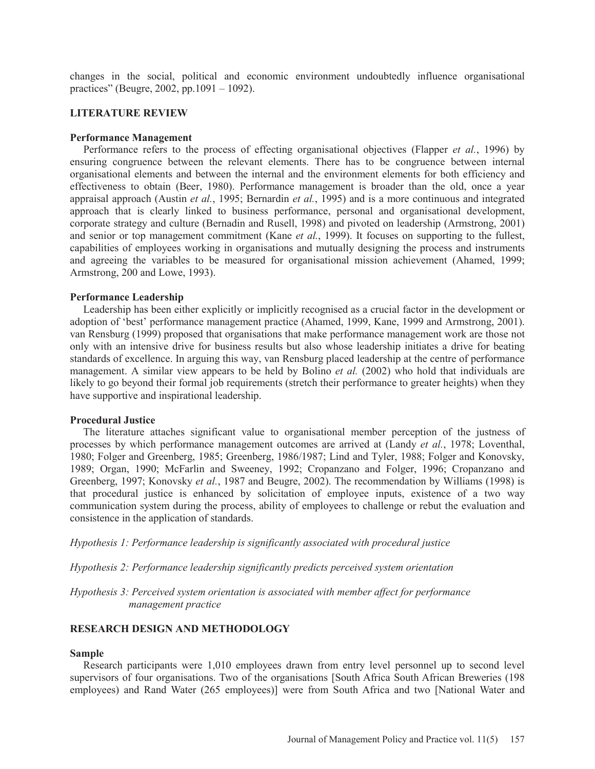changes in the social, political and economic environment undoubtedly influence organisational practices" (Beugre, 2002, pp.1091 – 1092).

## LITERATURE REVIEW

### Performance Management

Performance refers to the process of effecting organisational objectives (Flapper *et al.*, 1996) by ensuring congruence between the relevant elements. There has to be congruence between internal organisational elements and between the internal and the environment elements for both efficiency and effectiveness to obtain (Beer, 1980). Performance management is broader than the old, once a year appraisal approach (Austin *et al.*, 1995; Bernardin *et al.*, 1995) and is a more continuous and integrated approach that is clearly linked to business performance, personal and organisational development, corporate strategy and culture (Bernadin and Rusell, 1998) and pivoted on leadership (Armstrong, 2001) and senior or top management commitment (Kane *et al.*, 1999). It focuses on supporting to the fullest, capabilities of employees working in organisations and mutually designing the process and instruments and agreeing the variables to be measured for organisational mission achievement (Ahamed, 1999; Armstrong, 200 and Lowe, 1993).

### Performance Leadership

Leadership has been either explicitly or implicitly recognised as a crucial factor in the development or adoption of 'best' performance management practice (Ahamed, 1999, Kane, 1999 and Armstrong, 2001). van Rensburg (1999) proposed that organisations that make performance management work are those not only with an intensive drive for business results but also whose leadership initiates a drive for beating standards of excellence. In arguing this way, van Rensburg placed leadership at the centre of performance management. A similar view appears to be held by Bolino *et al.* (2002) who hold that individuals are likely to go beyond their formal job requirements (stretch their performance to greater heights) when they have supportive and inspirational leadership.

### Procedural Justice

The literature attaches significant value to organisational member perception of the justness of processes by which performance management outcomes are arrived at (Landy *et al.*, 1978; Loventhal, 1980; Folger and Greenberg, 1985; Greenberg, 1986/1987; Lind and Tyler, 1988; Folger and Konovsky, 1989; Organ, 1990; McFarlin and Sweeney, 1992; Cropanzano and Folger, 1996; Cropanzano and Greenberg, 1997; Konovsky *et al.*, 1987 and Beugre, 2002). The recommendation by Williams (1998) is that procedural justice is enhanced by solicitation of employee inputs, existence of a two way communication system during the process, ability of employees to challenge or rebut the evaluation and consistence in the application of standards.

*Hypothesis 1: Performance leadership is significantly associated with procedural justice*

*Hypothesis 2: Performance leadership significantly predicts perceived system orientation*

*Hypothesis 3: Perceived system orientation is associated with member affect for performance management practice*

## RESEARCH DESIGN AND METHODOLOGY

### Sample

Research participants were 1,010 employees drawn from entry level personnel up to second level supervisors of four organisations. Two of the organisations [South Africa South African Breweries (198 employees) and Rand Water (265 employees)] were from South Africa and two [National Water and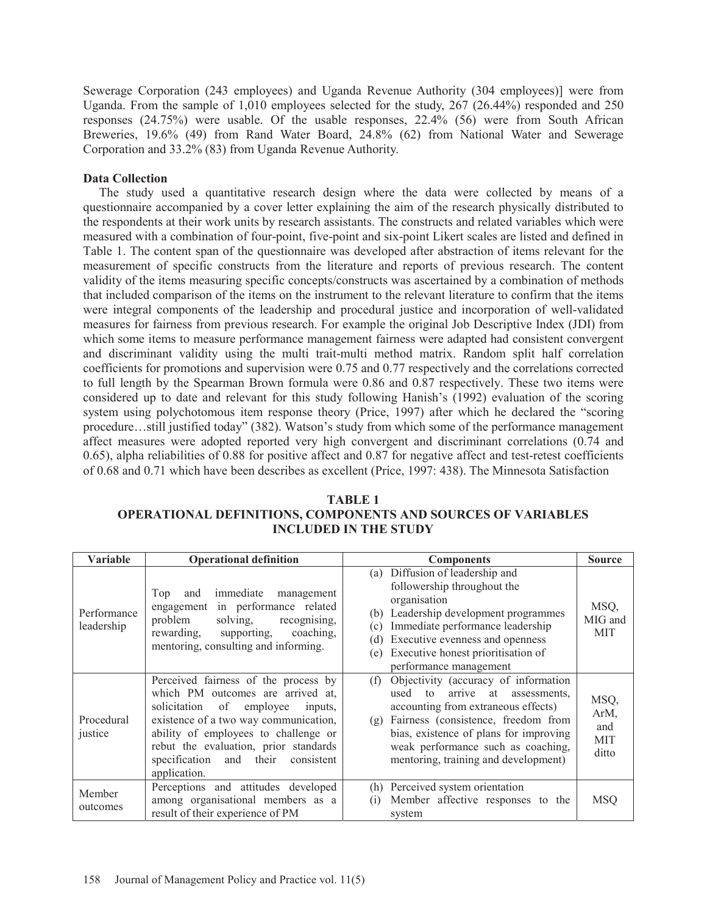Sewerage Corporation (243 employees) and Uganda Revenue Authority (304 employees)] were from Uganda. From the sample of 1,010 employees selected for the study, 267 (26.44%) responded and 250 responses (24.75%) were usable. Of the usable responses, 22.4% (56) were from South African Breweries, 19.6% (49) from Rand Water Board, 24.8% (62) from National Water and Sewerage Corporation and 33.2% (83) from Uganda Revenue Authority.

**Data Collection**

The study used a quantitative research design where the data were collected by means of a questionnaire accompanied by a cover letter explaining the aim of the research physically distributed to the respondents at their work units by research assistants. The constructs and related variables which were measured with a combination of four-point, five-point and six-point Likert scales are listed and defined in Table 1. The content span of the questionnaire was developed after abstraction of items relevant for the measurement of specific constructs from the literature and reports of previous research. The content validity of the items measuring specific concepts/constructs was ascertained by a combination of methods that included comparison of the items on the instrument to the relevant literature to confirm that the items were integral components of the leadership and procedural justice and incorporation of well-validated measures for fairness from previous research. For example the original Job Descriptive Index (JDI) from which some items to measure performance management fairness were adapted had consistent convergent and discriminant validity using the multi trait-multi method matrix. Random split half correlation coefficients for promotions and supervision were 0.75 and 0.77 respectively and the correlations corrected to full length by the Spearman Brown formula were 0.86 and 0.87 respectively. These two items were considered up to date and relevant for this study following Hanish's (1992) evaluation of the scoring system using polychotomous item response theory (Price, 1997) after which he declared the "scoring procedure…still justified today" (382). Watson's study from which some of the performance management affect measures were adopted reported very high convergent and discriminant correlations (0.74 and 0.65), alpha reliabilities of 0.88 for positive affect and 0.87 for negative affect and test-retest coefficients of 0.68 and 0.71 which have been describes as excellent (Price, 1997: 438). The Minnesota Satisfaction

**TABLE 1**
**OPERATIONAL DEFINITIONS, COMPONENTS AND SOURCES OF VARIABLES INCLUDED IN THE STUDY**

| Variable | Operational definition | Components | Source |
|---|---|---|---|
| Performance leadership | Top and immediate management engagement in performance related problem solving, recognising, rewarding, supporting, coaching, mentoring, consulting and informing. | (a) Diffusion of leadership and followership throughout the organisation<br>(b) Leadership development programmes<br>(c) Immediate performance leadership<br>(d) Executive evenness and openness<br>(e) Executive honest prioritisation of performance management | MSQ, MIG and MIT |
| Procedural justice | Perceived fairness of the process by which PM outcomes are arrived at, solicitation of employee inputs, existence of a two way communication, ability of employees to challenge or rebut the evaluation, prior standards specification and their consistent application. | (f) Objectivity (accuracy of information used to arrive at assessments, accounting from extraneous effects)<br>(g) Fairness (consistence, freedom from bias, existence of plans for improving weak performance such as coaching, mentoring, training and development) | MSQ, ArM, and MIT ditto |
| Member outcomes | Perceptions and attitudes developed among organisational members as a result of their experience of PM | (h) Perceived system orientation<br>(i) Member affective responses to the system | MSQ |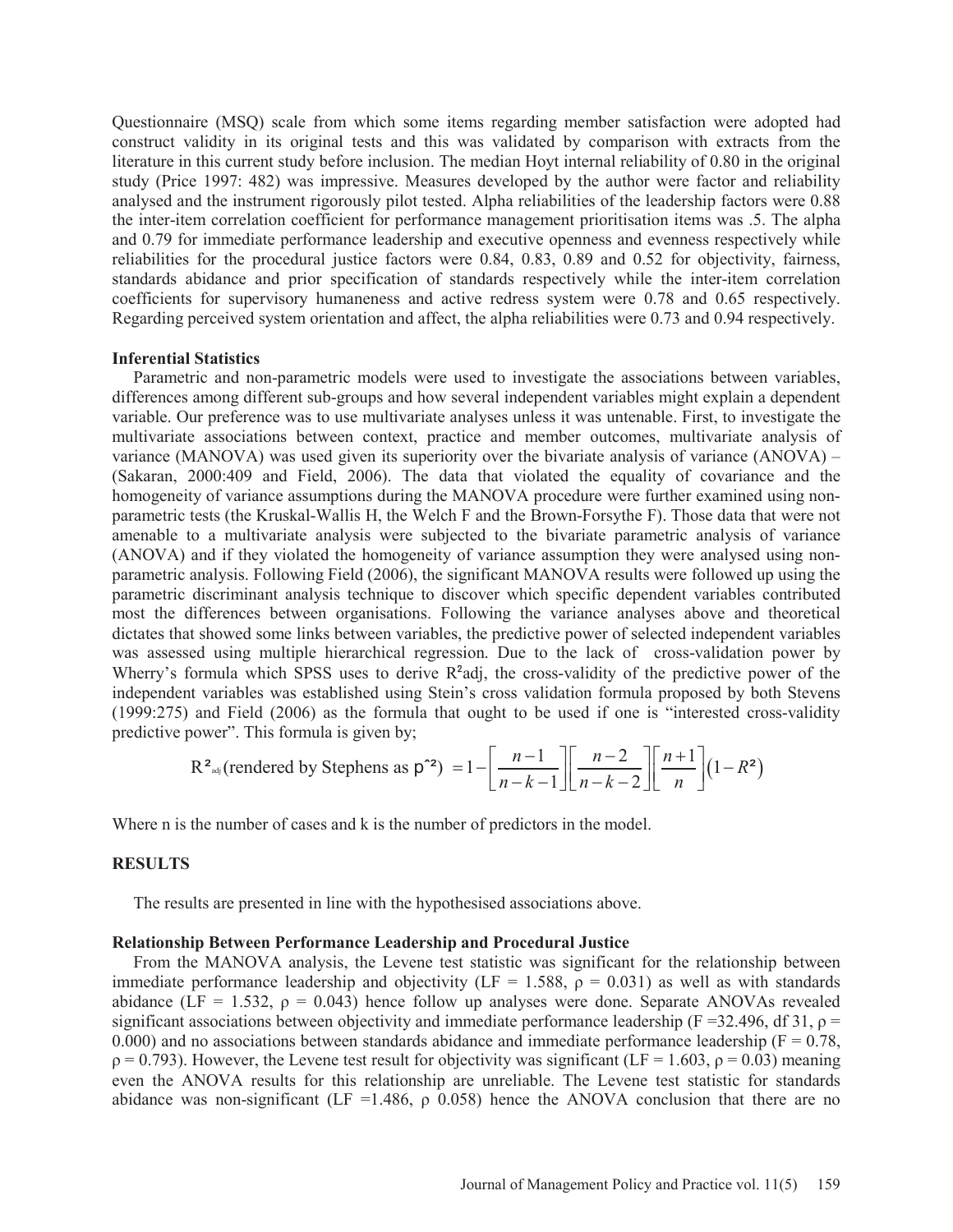Questionnaire (MSQ) scale from which some items regarding member satisfaction were adopted had construct validity in its original tests and this was validated by comparison with extracts from the literature in this current study before inclusion. The median Hoyt internal reliability of 0.80 in the original study (Price 1997: 482) was impressive. Measures developed by the author were factor and reliability analysed and the instrument rigorously pilot tested. Alpha reliabilities of the leadership factors were 0.88 the inter-item correlation coefficient for performance management prioritisation items was .5. The alpha and 0.79 for immediate performance leadership and executive openness and evenness respectively while reliabilities for the procedural justice factors were 0.84, 0.83, 0.89 and 0.52 for objectivity, fairness, standards abidance and prior specification of standards respectively while the inter-item correlation coefficients for supervisory humaneness and active redress system were 0.78 and 0.65 respectively. Regarding perceived system orientation and affect, the alpha reliabilities were 0.73 and 0.94 respectively.

### Inferential Statistics

Parametric and non-parametric models were used to investigate the associations between variables, differences among different sub-groups and how several independent variables might explain a dependent variable. Our preference was to use multivariate analyses unless it was untenable. First, to investigate the multivariate associations between context, practice and member outcomes, multivariate analysis of variance (MANOVA) was used given its superiority over the bivariate analysis of variance (ANOVA) – (Sakaran, 2000:409 and Field, 2006). The data that violated the equality of covariance and the homogeneity of variance assumptions during the MANOVA procedure were further examined using non-parametric tests (the Kruskal-Wallis H, the Welch F and the Brown-Forsythe F). Those data that were not amenable to a multivariate analysis were subjected to the bivariate parametric analysis of variance (ANOVA) and if they violated the homogeneity of variance assumption they were analysed using non-parametric analysis. Following Field (2006), the significant MANOVA results were followed up using the parametric discriminant analysis technique to discover which specific dependent variables contributed most the differences between organisations. Following the variance analyses above and theoretical dictates that showed some links between variables, the predictive power of selected independent variables was assessed using multiple hierarchical regression. Due to the lack of cross-validation power by Wherry's formula which SPSS uses to derive $R^2$adj, the cross-validity of the predictive power of the independent variables was established using Stein's cross validation formula proposed by both Stevens (1999:275) and Field (2006) as the formula that ought to be used if one is "interested cross-validity predictive power". This formula is given by;

$$R^2_{adj}\text{(rendered by Stephens as } \hat{\rho}^2) = 1 - \left[\frac{n-1}{n-k-1}\right]\left[\frac{n-2}{n-k-2}\right]\left[\frac{n+1}{n}\right](1-R^2)$$

Where n is the number of cases and k is the number of predictors in the model.

## RESULTS

The results are presented in line with the hypothesised associations above.

### Relationship Between Performance Leadership and Procedural Justice

From the MANOVA analysis, the Levene test statistic was significant for the relationship between immediate performance leadership and objectivity (LF = 1.588, $\rho = 0.031$) as well as with standards abidance (LF = 1.532, $\rho = 0.043$) hence follow up analyses were done. Separate ANOVAs revealed significant associations between objectivity and immediate performance leadership (F =32.496, df 31, $\rho = 0.000$) and no associations between standards abidance and immediate performance leadership (F = 0.78, $\rho = 0.793$). However, the Levene test result for objectivity was significant (LF = 1.603, $\rho = 0.03$) meaning even the ANOVA results for this relationship are unreliable. The Levene test statistic for standards abidance was non-significant (LF =1.486, $\rho$ 0.058) hence the ANOVA conclusion that there are no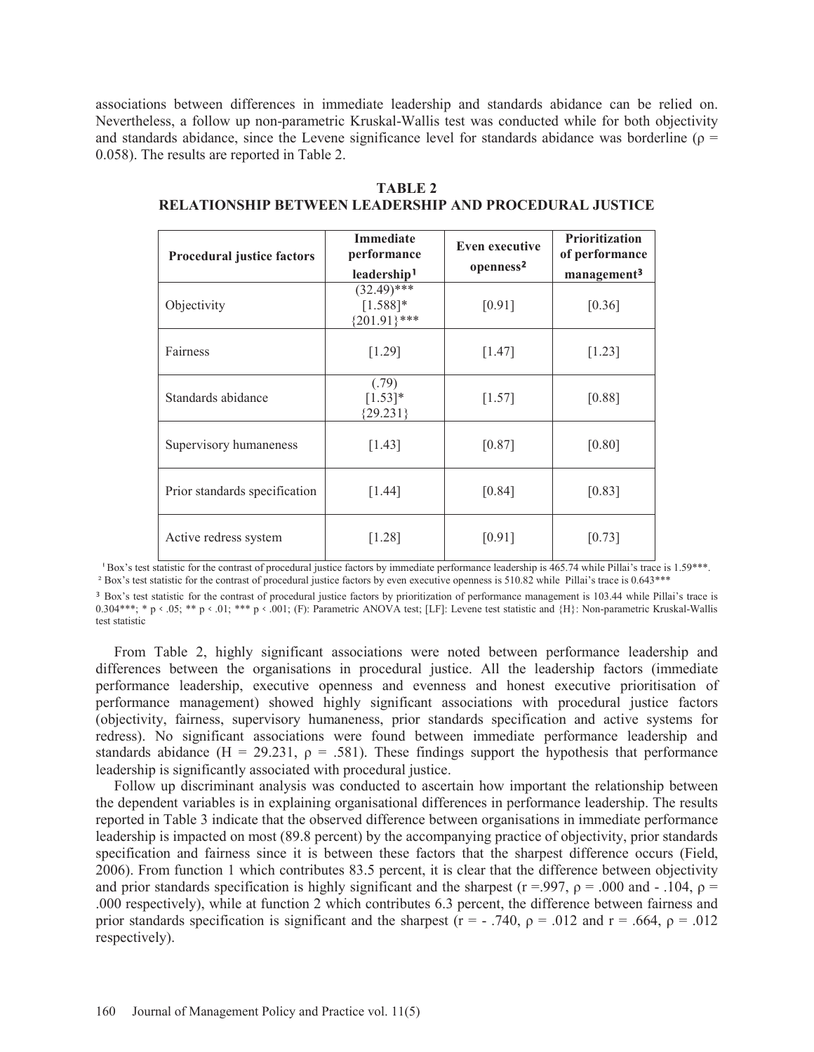associations between differences in immediate leadership and standards abidance can be relied on. Nevertheless, a follow up non-parametric Kruskal-Wallis test was conducted while for both objectivity and standards abidance, since the Levene significance level for standards abidance was borderline ($\rho$ = 0.058). The results are reported in Table 2.

**TABLE 2**
**RELATIONSHIP BETWEEN LEADERSHIP AND PROCEDURAL JUSTICE**

| Procedural justice factors | Immediate performance leadership[1] | Even executive openness[2] | Prioritization of performance management[3] |
|---|---|---|---|
| Objectivity | (32.49)*** [1.588]* {201.91}*** | [0.91] | [0.36] |
| Fairness | [1.29] | [1.47] | [1.23] |
| Standards abidance | (.79) [1.53]* {29.231} | [1.57] | [0.88] |
| Supervisory humaneness | [1.43] | [0.87] | [0.80] |
| Prior standards specification | [1.44] | [0.84] | [0.83] |
| Active redress system | [1.28] | [0.91] | [0.73] |

[1] Box's test statistic for the contrast of procedural justice factors by immediate performance leadership is 465.74 while Pillai's trace is 1.59***.
[2] Box's test statistic for the contrast of procedural justice factors by even executive openness is 510.82 while Pillai's trace is 0.643***
[3] Box's test statistic for the contrast of procedural justice factors by prioritization of performance management is 103.44 while Pillai's trace is 0.304***; * p < .05; ** p < .01; *** p < .001; (F): Parametric ANOVA test; [LF]: Levene test statistic and {H}: Non-parametric Kruskal-Wallis test statistic

From Table 2, highly significant associations were noted between performance leadership and differences between the organisations in procedural justice. All the leadership factors (immediate performance leadership, executive openness and evenness and honest executive prioritisation of performance management) showed highly significant associations with procedural justice factors (objectivity, fairness, supervisory humaneness, prior standards specification and active systems for redress). No significant associations were found between immediate performance leadership and standards abidance (H = 29.231, $\rho$ = .581). These findings support the hypothesis that performance leadership is significantly associated with procedural justice.

Follow up discriminant analysis was conducted to ascertain how important the relationship between the dependent variables is in explaining organisational differences in performance leadership. The results reported in Table 3 indicate that the observed difference between organisations in immediate performance leadership is impacted on most (89.8 percent) by the accompanying practice of objectivity, prior standards specification and fairness since it is between these factors that the sharpest difference occurs (Field, 2006). From function 1 which contributes 83.5 percent, it is clear that the difference between objectivity and prior standards specification is highly significant and the sharpest (r =.997, $\rho$ = .000 and - .104, $\rho$ = .000 respectively), while at function 2 which contributes 6.3 percent, the difference between fairness and prior standards specification is significant and the sharpest (r = - .740, $\rho$ = .012 and r = .664, $\rho$ = .012 respectively).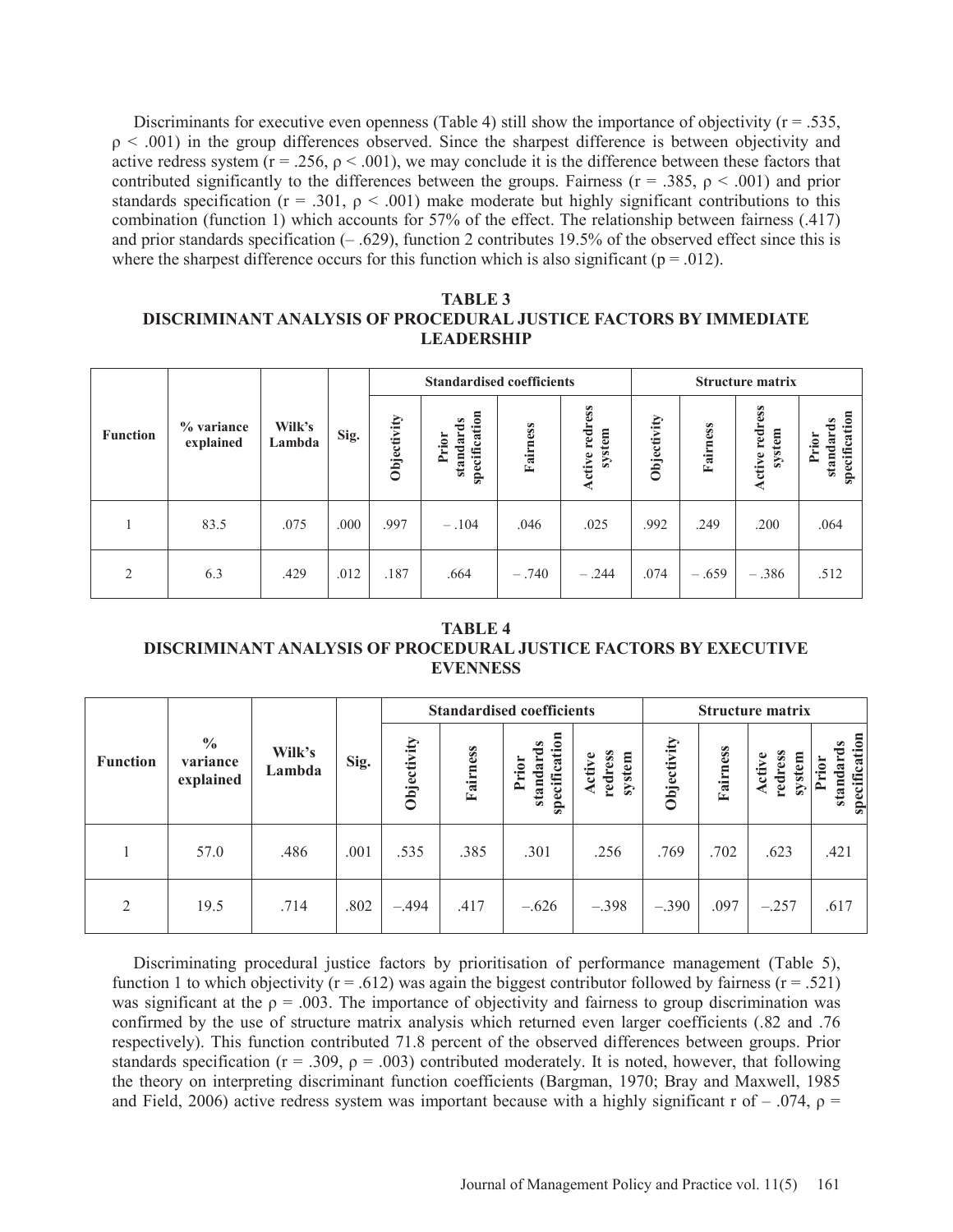Discriminants for executive even openness (Table 4) still show the importance of objectivity (r = .535, ρ < .001) in the group differences observed. Since the sharpest difference is between objectivity and active redress system (r = .256, ρ < .001), we may conclude it is the difference between these factors that contributed significantly to the differences between the groups. Fairness (r = .385, ρ < .001) and prior standards specification (r = .301, ρ < .001) make moderate but highly significant contributions to this combination (function 1) which accounts for 57% of the effect. The relationship between fairness (.417) and prior standards specification (– .629), function 2 contributes 19.5% of the observed effect since this is where the sharpest difference occurs for this function which is also significant (p = .012).

**TABLE 3**
**DISCRIMINANT ANALYSIS OF PROCEDURAL JUSTICE FACTORS BY IMMEDIATE LEADERSHIP**

| Function | % variance explained | Wilk's Lambda | Sig. | Standardised coefficients | | | | Structure matrix | | | |
|---|---|---|---|---|---|---|---|---|---|---|---|
| | | | | Objectivity | Prior standards specification | Fairness | Active redress system | Objectivity | Fairness | Active redress system | Prior standards specification |
| 1 | 83.5 | .075 | .000 | .997 | – .104 | .046 | .025 | .992 | .249 | .200 | .064 |
| 2 | 6.3 | .429 | .012 | .187 | .664 | – .740 | – .244 | .074 | – .659 | – .386 | .512 |

**TABLE 4**
**DISCRIMINANT ANALYSIS OF PROCEDURAL JUSTICE FACTORS BY EXECUTIVE EVENNESS**

| Function | % variance explained | Wilk's Lambda | Sig. | Standardised coefficients | | | | Structure matrix | | | |
|---|---|---|---|---|---|---|---|---|---|---|---|
| | | | | Objectivity | Fairness | Prior standards specification | Active redress system | Objectivity | Fairness | Active redress system | Prior standards specification |
| 1 | 57.0 | .486 | .001 | .535 | .385 | .301 | .256 | .769 | .702 | .623 | .421 |
| 2 | 19.5 | .714 | .802 | –.494 | .417 | –.626 | –.398 | –.390 | .097 | –.257 | .617 |

Discriminating procedural justice factors by prioritisation of performance management (Table 5), function 1 to which objectivity (r = .612) was again the biggest contributor followed by fairness (r = .521) was significant at the ρ = .003. The importance of objectivity and fairness to group discrimination was confirmed by the use of structure matrix analysis which returned even larger coefficients (.82 and .76 respectively). This function contributed 71.8 percent of the observed differences between groups. Prior standards specification (r = .309, ρ = .003) contributed moderately. It is noted, however, that following the theory on interpreting discriminant function coefficients (Bargman, 1970; Bray and Maxwell, 1985 and Field, 2006) active redress system was important because with a highly significant r of – .074, ρ =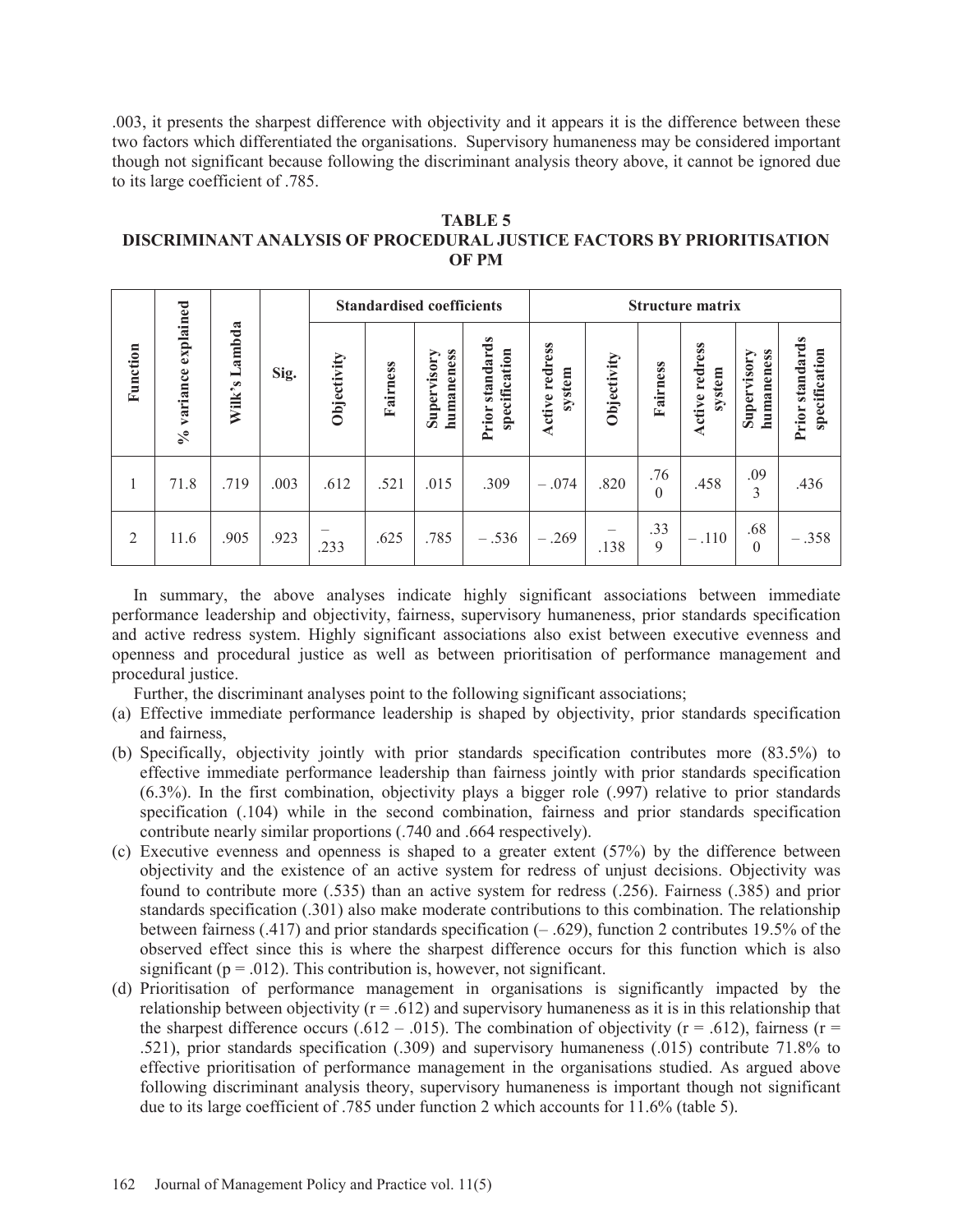.003, it presents the sharpest difference with objectivity and it appears it is the difference between these two factors which differentiated the organisations. Supervisory humaneness may be considered important though not significant because following the discriminant analysis theory above, it cannot be ignored due to its large coefficient of .785.

**TABLE 5**
**DISCRIMINANT ANALYSIS OF PROCEDURAL JUSTICE FACTORS BY PRIORITISATION OF PM**

| Function | % variance explained | Wilk's Lambda | Sig. | Standardised coefficients | | | | Structure matrix | | | | | |
|---|---|---|---|---|---|---|---|---|---|---|---|---|---|
| | | | | Objectivity | Fairness | Supervisory humaneness | Prior standards specification | Active redress system | Objectivity | Fairness | Active redress system | Supervisory humaneness | Prior standards specification |
| 1 | 71.8 | .719 | .003 | .612 | .521 | .015 | .309 | – .074 | .820 | .760 | .458 | .093 | .436 |
| 2 | 11.6 | .905 | .923 | – .233 | .625 | .785 | – .536 | – .269 | – .138 | .339 | – .110 | .680 | – .358 |

In summary, the above analyses indicate highly significant associations between immediate performance leadership and objectivity, fairness, supervisory humaneness, prior standards specification and active redress system. Highly significant associations also exist between executive evenness and openness and procedural justice as well as between prioritisation of performance management and procedural justice.

Further, the discriminant analyses point to the following significant associations;

(a) Effective immediate performance leadership is shaped by objectivity, prior standards specification and fairness,

(b) Specifically, objectivity jointly with prior standards specification contributes more (83.5%) to effective immediate performance leadership than fairness jointly with prior standards specification (6.3%). In the first combination, objectivity plays a bigger role (.997) relative to prior standards specification (.104) while in the second combination, fairness and prior standards specification contribute nearly similar proportions (.740 and .664 respectively).

(c) Executive evenness and openness is shaped to a greater extent (57%) by the difference between objectivity and the existence of an active system for redress of unjust decisions. Objectivity was found to contribute more (.535) than an active system for redress (.256). Fairness (.385) and prior standards specification (.301) also make moderate contributions to this combination. The relationship between fairness (.417) and prior standards specification (– .629), function 2 contributes 19.5% of the observed effect since this is where the sharpest difference occurs for this function which is also significant ($p = .012$). This contribution is, however, not significant.

(d) Prioritisation of performance management in organisations is significantly impacted by the relationship between objectivity ($r = .612$) and supervisory humaneness as it is in this relationship that the sharpest difference occurs (.612 – .015). The combination of objectivity ($r = .612$), fairness ($r = .521$), prior standards specification (.309) and supervisory humaneness (.015) contribute 71.8% to effective prioritisation of performance management in the organisations studied. As argued above following discriminant analysis theory, supervisory humaneness is important though not significant due to its large coefficient of .785 under function 2 which accounts for 11.6% (table 5).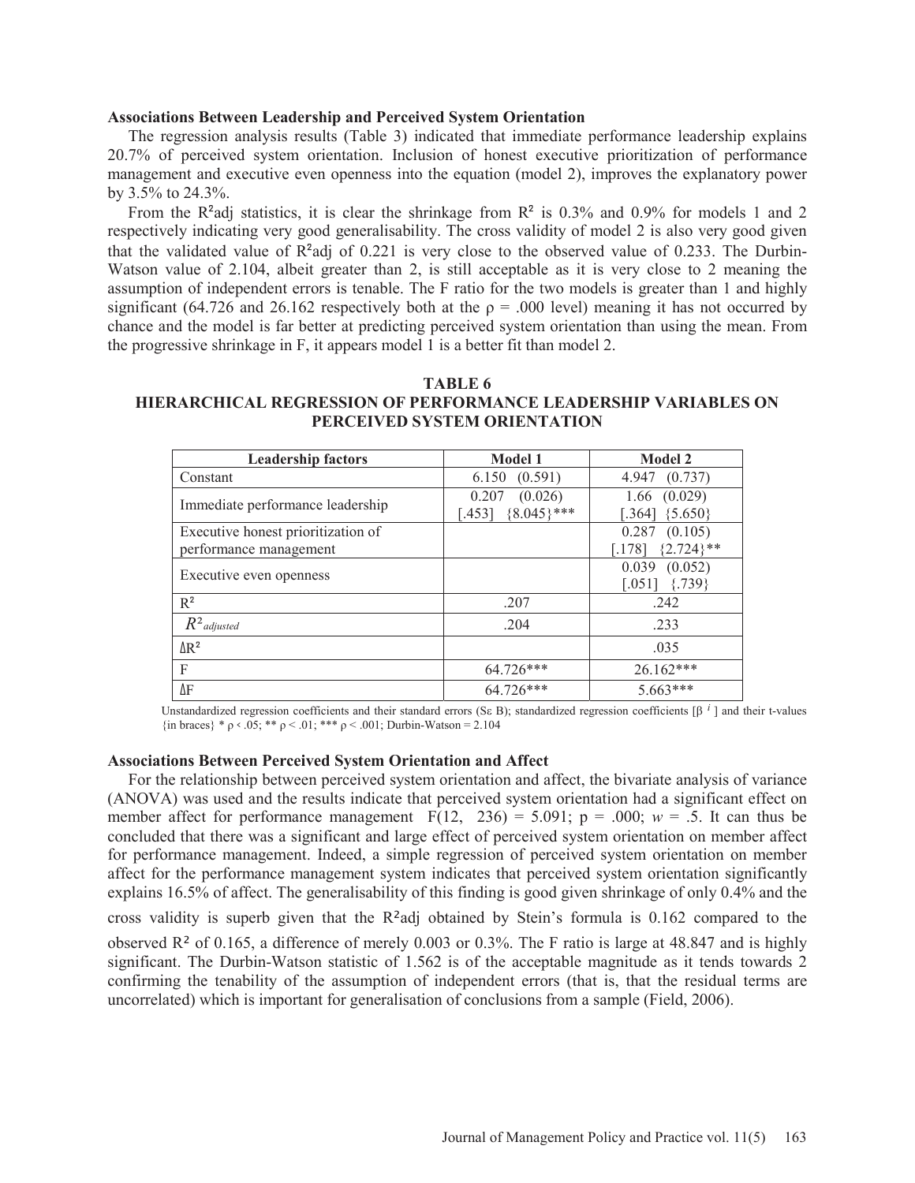**Associations Between Leadership and Perceived System Orientation**

The regression analysis results (Table 3) indicated that immediate performance leadership explains 20.7% of perceived system orientation. Inclusion of honest executive prioritization of performance management and executive even openness into the equation (model 2), improves the explanatory power by 3.5% to 24.3%.

From the R²adj statistics, it is clear the shrinkage from R² is 0.3% and 0.9% for models 1 and 2 respectively indicating very good generalisability. The cross validity of model 2 is also very good given that the validated value of R²adj of 0.221 is very close to the observed value of 0.233. The Durbin-Watson value of 2.104, albeit greater than 2, is still acceptable as it is very close to 2 meaning the assumption of independent errors is tenable. The F ratio for the two models is greater than 1 and highly significant (64.726 and 26.162 respectively both at the ρ = .000 level) meaning it has not occurred by chance and the model is far better at predicting perceived system orientation than using the mean. From the progressive shrinkage in F, it appears model 1 is a better fit than model 2.

**TABLE 6**
**HIERARCHICAL REGRESSION OF PERFORMANCE LEADERSHIP VARIABLES ON PERCEIVED SYSTEM ORIENTATION**

| Leadership factors | Model 1 | Model 2 |
|---|---|---|
| Constant | 6.150 (0.591) | 4.947 (0.737) |
| Immediate performance leadership | 0.207 (0.026) [.453] {8.045}*** | 1.66 (0.029) [.364] {5.650} |
| Executive honest prioritization of performance management | | 0.287 (0.105) [.178] {2.724}** |
| Executive even openness | | 0.039 (0.052) [.051] {.739} |
| R² | .207 | .242 |
| $R^2_{adjusted}$ | .204 | .233 |
| ΔR² | | .035 |
| F | 64.726*** | 26.162*** |
| ΔF | 64.726*** | 5.663*** |

Unstandardized regression coefficients and their standard errors (Sε B); standardized regression coefficients [$\beta^{i}$] and their t-values {in braces} * ρ ‹ .05; ** ρ < .01; *** ρ < .001; Durbin-Watson = 2.104

**Associations Between Perceived System Orientation and Affect**

For the relationship between perceived system orientation and affect, the bivariate analysis of variance (ANOVA) was used and the results indicate that perceived system orientation had a significant effect on member affect for performance management $F(12, 236) = 5.091$; $p = .000$; $w = .5$. It can thus be concluded that there was a significant and large effect of perceived system orientation on member affect for performance management. Indeed, a simple regression of perceived system orientation on member affect for the performance management system indicates that perceived system orientation significantly explains 16.5% of affect. The generalisability of this finding is good given shrinkage of only 0.4% and the cross validity is superb given that the R²adj obtained by Stein's formula is 0.162 compared to the observed R² of 0.165, a difference of merely 0.003 or 0.3%. The F ratio is large at 48.847 and is highly significant. The Durbin-Watson statistic of 1.562 is of the acceptable magnitude as it tends towards 2 confirming the tenability of the assumption of independent errors (that is, that the residual terms are uncorrelated) which is important for generalisation of conclusions from a sample (Field, 2006).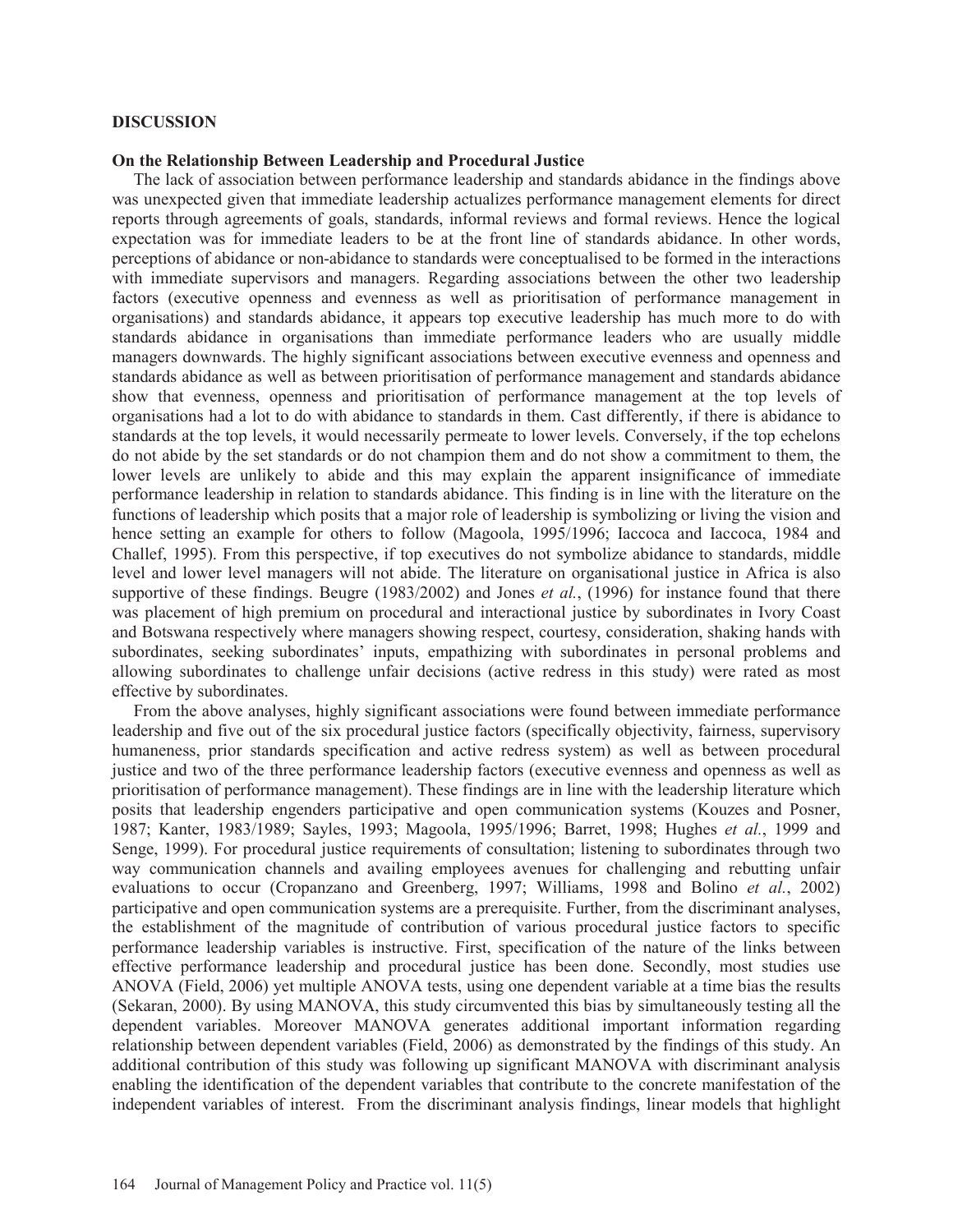## DISCUSSION

### On the Relationship Between Leadership and Procedural Justice

The lack of association between performance leadership and standards abidance in the findings above was unexpected given that immediate leadership actualizes performance management elements for direct reports through agreements of goals, standards, informal reviews and formal reviews. Hence the logical expectation was for immediate leaders to be at the front line of standards abidance. In other words, perceptions of abidance or non-abidance to standards were conceptualised to be formed in the interactions with immediate supervisors and managers. Regarding associations between the other two leadership factors (executive openness and evenness as well as prioritisation of performance management in organisations) and standards abidance, it appears top executive leadership has much more to do with standards abidance in organisations than immediate performance leaders who are usually middle managers downwards. The highly significant associations between executive evenness and openness and standards abidance as well as between prioritisation of performance management and standards abidance show that evenness, openness and prioritisation of performance management at the top levels of organisations had a lot to do with abidance to standards in them. Cast differently, if there is abidance to standards at the top levels, it would necessarily permeate to lower levels. Conversely, if the top echelons do not abide by the set standards or do not champion them and do not show a commitment to them, the lower levels are unlikely to abide and this may explain the apparent insignificance of immediate performance leadership in relation to standards abidance. This finding is in line with the literature on the functions of leadership which posits that a major role of leadership is symbolizing or living the vision and hence setting an example for others to follow (Magoola, 1995/1996; Iaccoca and Iaccoca, 1984 and Challef, 1995). From this perspective, if top executives do not symbolize abidance to standards, middle level and lower level managers will not abide. The literature on organisational justice in Africa is also supportive of these findings. Beugre (1983/2002) and Jones *et al.*, (1996) for instance found that there was placement of high premium on procedural and interactional justice by subordinates in Ivory Coast and Botswana respectively where managers showing respect, courtesy, consideration, shaking hands with subordinates, seeking subordinates' inputs, empathizing with subordinates in personal problems and allowing subordinates to challenge unfair decisions (active redress in this study) were rated as most effective by subordinates.

From the above analyses, highly significant associations were found between immediate performance leadership and five out of the six procedural justice factors (specifically objectivity, fairness, supervisory humaneness, prior standards specification and active redress system) as well as between procedural justice and two of the three performance leadership factors (executive evenness and openness as well as prioritisation of performance management). These findings are in line with the leadership literature which posits that leadership engenders participative and open communication systems (Kouzes and Posner, 1987; Kanter, 1983/1989; Sayles, 1993; Magoola, 1995/1996; Barret, 1998; Hughes *et al.*, 1999 and Senge, 1999). For procedural justice requirements of consultation; listening to subordinates through two way communication channels and availing employees avenues for challenging and rebutting unfair evaluations to occur (Cropanzano and Greenberg, 1997; Williams, 1998 and Bolino *et al.*, 2002) participative and open communication systems are a prerequisite. Further, from the discriminant analyses, the establishment of the magnitude of contribution of various procedural justice factors to specific performance leadership variables is instructive. First, specification of the nature of the links between effective performance leadership and procedural justice has been done. Secondly, most studies use ANOVA (Field, 2006) yet multiple ANOVA tests, using one dependent variable at a time bias the results (Sekaran, 2000). By using MANOVA, this study circumvented this bias by simultaneously testing all the dependent variables. Moreover MANOVA generates additional important information regarding relationship between dependent variables (Field, 2006) as demonstrated by the findings of this study. An additional contribution of this study was following up significant MANOVA with discriminant analysis enabling the identification of the dependent variables that contribute to the concrete manifestation of the independent variables of interest. From the discriminant analysis findings, linear models that highlight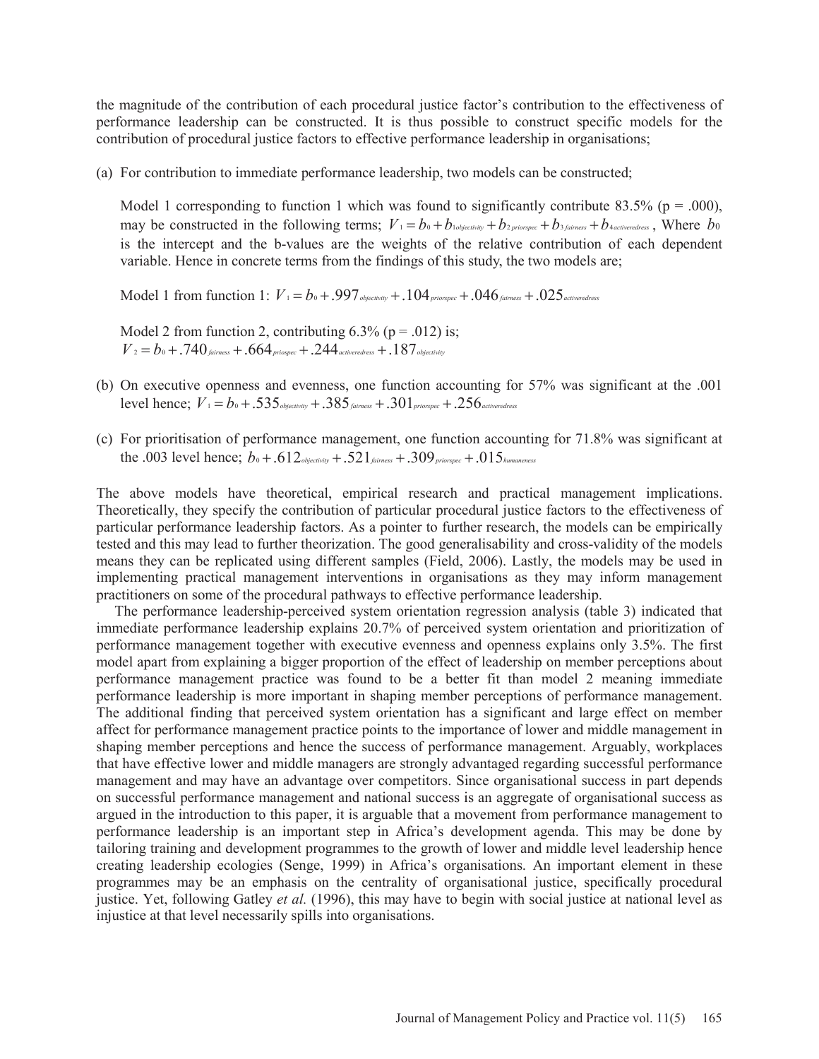the magnitude of the contribution of each procedural justice factor's contribution to the effectiveness of performance leadership can be constructed. It is thus possible to construct specific models for the contribution of procedural justice factors to effective performance leadership in organisations;

(a) For contribution to immediate performance leadership, two models can be constructed;

Model 1 corresponding to function 1 which was found to significantly contribute 83.5% (p = .000), may be constructed in the following terms; $V_1 = b_0 + b_{1objectivity} + b_{2priorspec} + b_{3fairness} + b_{4activeredress}$, Where $b_0$ is the intercept and the b-values are the weights of the relative contribution of each dependent variable. Hence in concrete terms from the findings of this study, the two models are;

Model 1 from function 1: $V_1 = b_0 + .997_{objectivity} + .104_{priorspec} + .046_{fairness} + .025_{activeredress}$

Model 2 from function 2, contributing 6.3% (p = .012) is;
$V_2 = b_0 + .740_{fairness} + .664_{priospec} + .244_{activeredress} + .187_{objectivity}$

(b) On executive openness and evenness, one function accounting for 57% was significant at the .001 level hence; $V_1 = b_0 + .535_{objectivity} + .385_{fairness} + .301_{priorspec} + .256_{activeredress}$

(c) For prioritisation of performance management, one function accounting for 71.8% was significant at the .003 level hence; $b_0 + .612_{objectivity} + .521_{fairness} + .309_{priorspec} + .015_{humaneness}$

The above models have theoretical, empirical research and practical management implications. Theoretically, they specify the contribution of particular procedural justice factors to the effectiveness of particular performance leadership factors. As a pointer to further research, the models can be empirically tested and this may lead to further theorization. The good generalisability and cross-validity of the models means they can be replicated using different samples (Field, 2006). Lastly, the models may be used in implementing practical management interventions in organisations as they may inform management practitioners on some of the procedural pathways to effective performance leadership.

The performance leadership-perceived system orientation regression analysis (table 3) indicated that immediate performance leadership explains 20.7% of perceived system orientation and prioritization of performance management together with executive evenness and openness explains only 3.5%. The first model apart from explaining a bigger proportion of the effect of leadership on member perceptions about performance management practice was found to be a better fit than model 2 meaning immediate performance leadership is more important in shaping member perceptions of performance management. The additional finding that perceived system orientation has a significant and large effect on member affect for performance management practice points to the importance of lower and middle management in shaping member perceptions and hence the success of performance management. Arguably, workplaces that have effective lower and middle managers are strongly advantaged regarding successful performance management and may have an advantage over competitors. Since organisational success in part depends on successful performance management and national success is an aggregate of organisational success as argued in the introduction to this paper, it is arguable that a movement from performance management to performance leadership is an important step in Africa's development agenda. This may be done by tailoring training and development programmes to the growth of lower and middle level leadership hence creating leadership ecologies (Senge, 1999) in Africa's organisations. An important element in these programmes may be an emphasis on the centrality of organisational justice, specifically procedural justice. Yet, following Gatley *et al.* (1996), this may have to begin with social justice at national level as injustice at that level necessarily spills into organisations.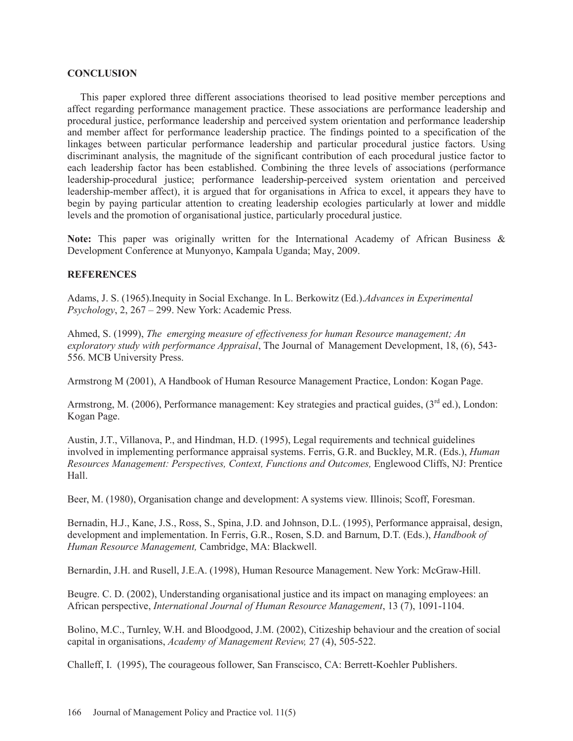## CONCLUSION

This paper explored three different associations theorised to lead positive member perceptions and affect regarding performance management practice. These associations are performance leadership and procedural justice, performance leadership and perceived system orientation and performance leadership and member affect for performance leadership practice. The findings pointed to a specification of the linkages between particular performance leadership and particular procedural justice factors. Using discriminant analysis, the magnitude of the significant contribution of each procedural justice factor to each leadership factor has been established. Combining the three levels of associations (performance leadership-procedural justice; performance leadership-perceived system orientation and perceived leadership-member affect), it is argued that for organisations in Africa to excel, it appears they have to begin by paying particular attention to creating leadership ecologies particularly at lower and middle levels and the promotion of organisational justice, particularly procedural justice.

**Note:** This paper was originally written for the International Academy of African Business & Development Conference at Munyonyo, Kampala Uganda; May, 2009.

## REFERENCES

Adams, J. S. (1965).Inequity in Social Exchange. In L. Berkowitz (Ed.).*Advances in Experimental Psychology*, 2, 267 – 299. New York: Academic Press.

Ahmed, S. (1999), *The emerging measure of effectiveness for human Resource management; An exploratory study with performance Appraisal*, The Journal of Management Development, 18, (6), 543-556. MCB University Press.

Armstrong M (2001), A Handbook of Human Resource Management Practice, London: Kogan Page.

Armstrong, M. (2006), Performance management: Key strategies and practical guides, (3rd ed.), London: Kogan Page.

Austin, J.T., Villanova, P., and Hindman, H.D. (1995), Legal requirements and technical guidelines involved in implementing performance appraisal systems. Ferris, G.R. and Buckley, M.R. (Eds.), *Human Resources Management: Perspectives, Context, Functions and Outcomes,* Englewood Cliffs, NJ: Prentice Hall.

Beer, M. (1980), Organisation change and development: A systems view. Illinois; Scoff, Foresman.

Bernadin, H.J., Kane, J.S., Ross, S., Spina, J.D. and Johnson, D.L. (1995), Performance appraisal, design, development and implementation. In Ferris, G.R., Rosen, S.D. and Barnum, D.T. (Eds.), *Handbook of Human Resource Management,* Cambridge, MA: Blackwell.

Bernardin, J.H. and Rusell, J.E.A. (1998), Human Resource Management. New York: McGraw-Hill.

Beugre. C. D. (2002), Understanding organisational justice and its impact on managing employees: an African perspective, *International Journal of Human Resource Management*, 13 (7), 1091-1104.

Bolino, M.C., Turnley, W.H. and Bloodgood, J.M. (2002), Citizeship behaviour and the creation of social capital in organisations, *Academy of Management Review,* 27 (4), 505-522.

Challeff, I. (1995), The courageous follower, San Franscisco, CA: Berrett-Koehler Publishers.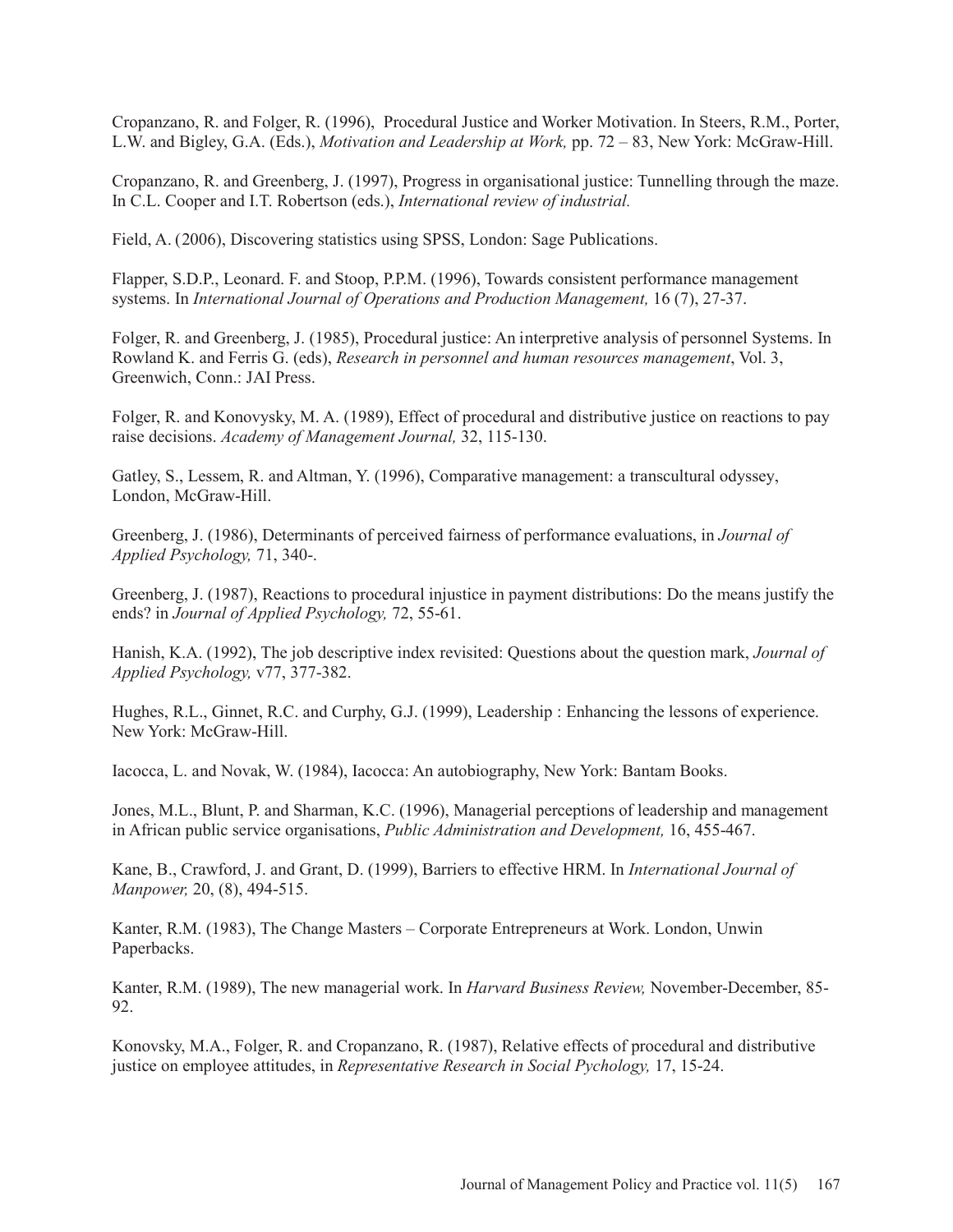Cropanzano, R. and Folger, R. (1996), Procedural Justice and Worker Motivation. In Steers, R.M., Porter, L.W. and Bigley, G.A. (Eds.), *Motivation and Leadership at Work,* pp. 72 – 83, New York: McGraw-Hill.

Cropanzano, R. and Greenberg, J. (1997), Progress in organisational justice: Tunnelling through the maze. In C.L. Cooper and I.T. Robertson (eds.), *International review of industrial.*

Field, A. (2006), Discovering statistics using SPSS, London: Sage Publications.

Flapper, S.D.P., Leonard. F. and Stoop, P.P.M. (1996), Towards consistent performance management systems. In *International Journal of Operations and Production Management,* 16 (7), 27-37.

Folger, R. and Greenberg, J. (1985), Procedural justice: An interpretive analysis of personnel Systems. In Rowland K. and Ferris G. (eds), *Research in personnel and human resources management*, Vol. 3, Greenwich, Conn.: JAI Press.

Folger, R. and Konovysky, M. A. (1989), Effect of procedural and distributive justice on reactions to pay raise decisions. *Academy of Management Journal,* 32, 115-130.

Gatley, S., Lessem, R. and Altman, Y. (1996), Comparative management: a transcultural odyssey, London, McGraw-Hill.

Greenberg, J. (1986), Determinants of perceived fairness of performance evaluations, in *Journal of Applied Psychology,* 71, 340-.

Greenberg, J. (1987), Reactions to procedural injustice in payment distributions: Do the means justify the ends? in *Journal of Applied Psychology,* 72, 55-61.

Hanish, K.A. (1992), The job descriptive index revisited: Questions about the question mark, *Journal of Applied Psychology,* v77, 377-382.

Hughes, R.L., Ginnet, R.C. and Curphy, G.J. (1999), Leadership : Enhancing the lessons of experience. New York: McGraw-Hill.

Iacocca, L. and Novak, W. (1984), Iacocca: An autobiography, New York: Bantam Books.

Jones, M.L., Blunt, P. and Sharman, K.C. (1996), Managerial perceptions of leadership and management in African public service organisations, *Public Administration and Development,* 16, 455-467.

Kane, B., Crawford, J. and Grant, D. (1999), Barriers to effective HRM. In *International Journal of Manpower,* 20, (8), 494-515.

Kanter, R.M. (1983), The Change Masters – Corporate Entrepreneurs at Work. London, Unwin Paperbacks.

Kanter, R.M. (1989), The new managerial work. In *Harvard Business Review,* November-December, 85-92.

Konovsky, M.A., Folger, R. and Cropanzano, R. (1987), Relative effects of procedural and distributive justice on employee attitudes, in *Representative Research in Social Pychology,* 17, 15-24.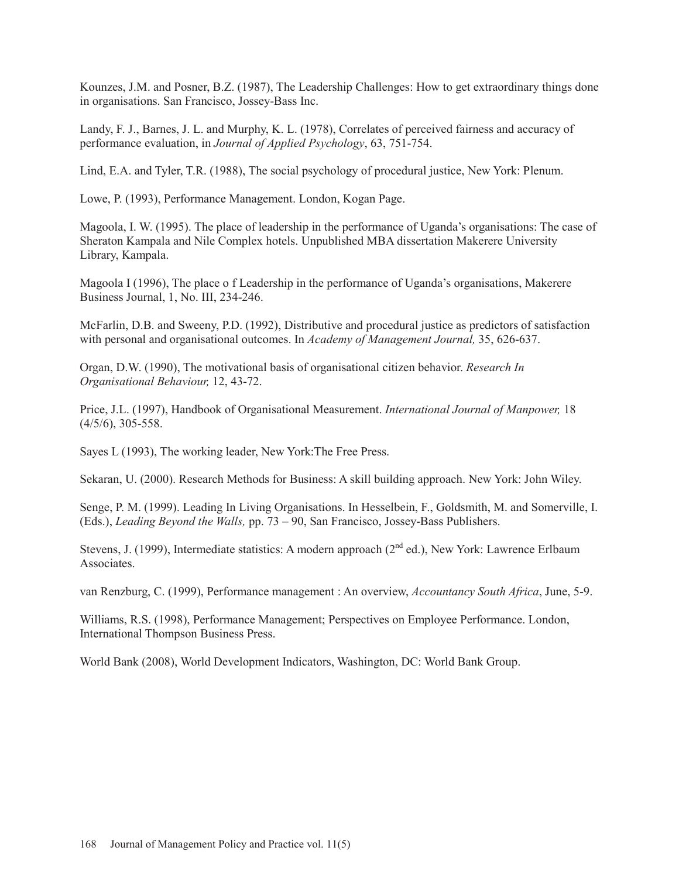Kounzes, J.M. and Posner, B.Z. (1987), The Leadership Challenges: How to get extraordinary things done in organisations. San Francisco, Jossey-Bass Inc.

Landy, F. J., Barnes, J. L. and Murphy, K. L. (1978), Correlates of perceived fairness and accuracy of performance evaluation, in *Journal of Applied Psychology*, 63, 751-754.

Lind, E.A. and Tyler, T.R. (1988), The social psychology of procedural justice, New York: Plenum.

Lowe, P. (1993), Performance Management. London, Kogan Page.

Magoola, I. W. (1995). The place of leadership in the performance of Uganda's organisations: The case of Sheraton Kampala and Nile Complex hotels. Unpublished MBA dissertation Makerere University Library, Kampala.

Magoola I (1996), The place o f Leadership in the performance of Uganda's organisations, Makerere Business Journal, 1, No. III, 234-246.

McFarlin, D.B. and Sweeny, P.D. (1992), Distributive and procedural justice as predictors of satisfaction with personal and organisational outcomes. In *Academy of Management Journal,* 35, 626-637.

Organ, D.W. (1990), The motivational basis of organisational citizen behavior. *Research In Organisational Behaviour,* 12, 43-72.

Price, J.L. (1997), Handbook of Organisational Measurement. *International Journal of Manpower,* 18 (4/5/6), 305-558.

Sayes L (1993), The working leader, New York:The Free Press.

Sekaran, U. (2000). Research Methods for Business: A skill building approach. New York: John Wiley.

Senge, P. M. (1999). Leading In Living Organisations. In Hesselbein, F., Goldsmith, M. and Somerville, I. (Eds.), *Leading Beyond the Walls,* pp. 73 – 90, San Francisco, Jossey-Bass Publishers.

Stevens, J. (1999), Intermediate statistics: A modern approach (2nd ed.), New York: Lawrence Erlbaum Associates.

van Renzburg, C. (1999), Performance management : An overview, *Accountancy South Africa*, June, 5-9.

Williams, R.S. (1998), Performance Management; Perspectives on Employee Performance. London, International Thompson Business Press.

World Bank (2008), World Development Indicators, Washington, DC: World Bank Group.